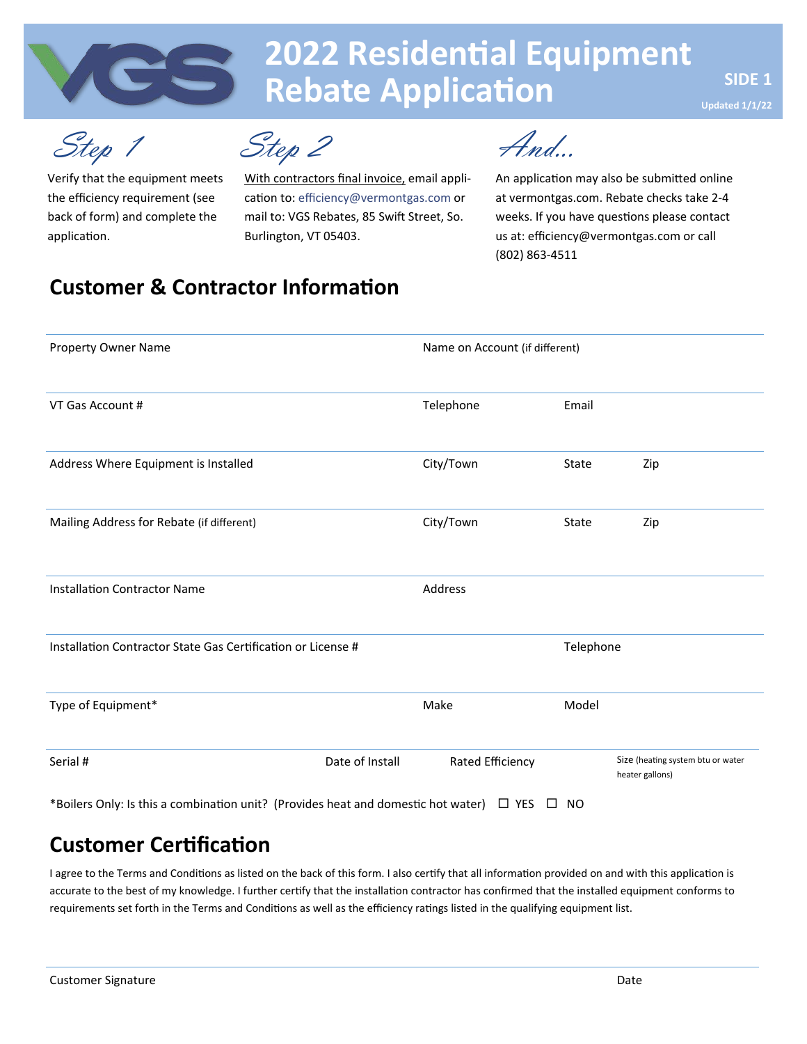# 2022 Residential Equipment Rebate Application

SIDE 1

Updated 1/1/22

*Step 1*

Verify that the equipment meets the efficiency requirement (see back of form) and complete the application.

*Step 2*

With contractors final invoice, email application to: efficiency@vermontgas.com or mail to: VGS Rebates, 85 Swift Street, So. Burlington, VT 05403.

*And...*

An application may also be submitted online at vermontgas.com. Rebate checks take 2-4 weeks. If you have questions please contact us at: efficiency@vermontgas.com or call (802) 863-4511

## Customer & Contractor Information

| Property Owner Name | Name on Account (if different) | | |
|---|---|---|---|
| VT Gas Account # | Telephone | Email | |
| Address Where Equipment is Installed | City/Town | State | Zip |
| Mailing Address for Rebate (if different) | City/Town | State | Zip |
| Installation Contractor Name | Address | | |
| Installation Contractor State Gas Certification or License # | | Telephone | |
| Type of Equipment* | Make | Model | |

| Serial # | Date of Install | Rated Efficiency | Size (heating system btu or water heater gallons) |
|---|---|---|---|

*Boilers Only: Is this a combination unit? (Provides heat and domestic hot water) ☐ YES ☐ NO

## Customer Certification

I agree to the Terms and Conditions as listed on the back of this form. I also certify that all information provided on and with this application is accurate to the best of my knowledge. I further certify that the installation contractor has confirmed that the installed equipment conforms to requirements set forth in the Terms and Conditions as well as the efficiency ratings listed in the qualifying equipment list.

Customer Signature | Date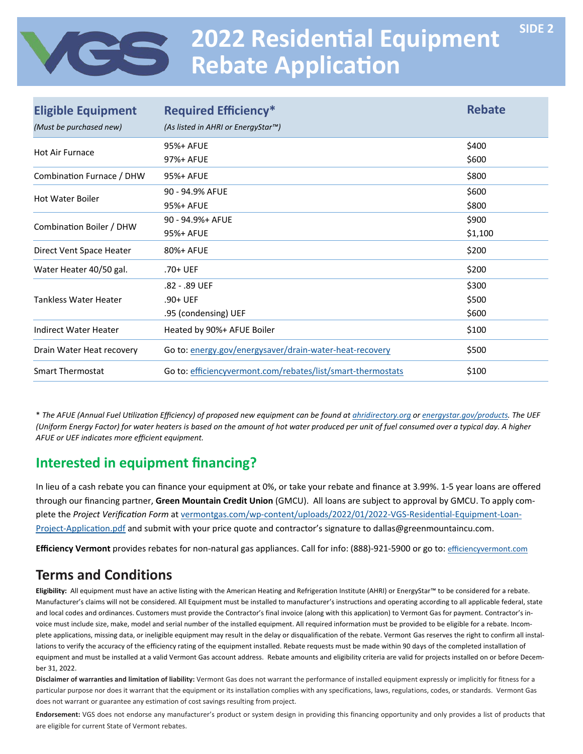# 2022 Residential Equipment Rebate Application

SIDE 2

| Eligible Equipment *(Must be purchased new)* | Required Efficiency* *(As listed in AHRI or EnergyStar™)* | Rebate |
|---|---|---|
| Hot Air Furnace | 95%+ AFUE | $400 |
| | 97%+ AFUE | $600 |
| Combination Furnace / DHW | 95%+ AFUE | $800 |
| Hot Water Boiler | 90 - 94.9% AFUE | $600 |
| | 95%+ AFUE | $800 |
| Combination Boiler / DHW | 90 - 94.9%+ AFUE | $900 |
| | 95%+ AFUE | $1,100 |
| Direct Vent Space Heater | 80%+ AFUE | $200 |
| Water Heater 40/50 gal. | .70+ UEF | $200 |
| Tankless Water Heater | .82 - .89 UEF | $300 |
| | .90+ UEF | $500 |
| | .95 (condensing) UEF | $600 |
| Indirect Water Heater | Heated by 90%+ AFUE Boiler | $100 |
| Drain Water Heat recovery | Go to: energy.gov/energysaver/drain-water-heat-recovery | $500 |
| Smart Thermostat | Go to: efficiencyvermont.com/rebates/list/smart-thermostats | $100 |

* *The AFUE (Annual Fuel Utilization Efficiency) of proposed new equipment can be found at ahridirectory.org or energystar.gov/products. The UEF (Uniform Energy Factor) for water heaters is based on the amount of hot water produced per unit of fuel consumed over a typical day. A higher AFUE or UEF indicates more efficient equipment.*

## Interested in equipment financing?

In lieu of a cash rebate you can finance your equipment at 0%, or take your rebate and finance at 3.99%. 1-5 year loans are offered through our financing partner, **Green Mountain Credit Union** (GMCU). All loans are subject to approval by GMCU. To apply complete the *Project Verification Form* at vermontgas.com/wp-content/uploads/2022/01/2022-VGS-Residential-Equipment-Loan-Project-Application.pdf and submit with your price quote and contractor's signature to dallas@greenmountaincu.com.

**Efficiency Vermont** provides rebates for non-natural gas appliances. Call for info: (888)-921-5900 or go to: efficiencyvermont.com

## Terms and Conditions

**Eligibility:** All equipment must have an active listing with the American Heating and Refrigeration Institute (AHRI) or EnergyStar™ to be considered for a rebate. Manufacturer's claims will not be considered. All Equipment must be installed to manufacturer's instructions and operating according to all applicable federal, state and local codes and ordinances. Customers must provide the Contractor's final invoice (along with this application) to Vermont Gas for payment. Contractor's invoice must include size, make, model and serial number of the installed equipment. All required information must be provided to be eligible for a rebate. Incomplete applications, missing data, or ineligible equipment may result in the delay or disqualification of the rebate. Vermont Gas reserves the right to confirm all installations to verify the accuracy of the efficiency rating of the equipment installed. Rebate requests must be made within 90 days of the completed installation of equipment and must be installed at a valid Vermont Gas account address. Rebate amounts and eligibility criteria are valid for projects installed on or before December 31, 2022.

**Disclaimer of warranties and limitation of liability:** Vermont Gas does not warrant the performance of installed equipment expressly or implicitly for fitness for a particular purpose nor does it warrant that the equipment or its installation complies with any specifications, laws, regulations, codes, or standards. Vermont Gas does not warrant or guarantee any estimation of cost savings resulting from project.

**Endorsement:** VGS does not endorse any manufacturer's product or system design in providing this financing opportunity and only provides a list of products that are eligible for current State of Vermont rebates.